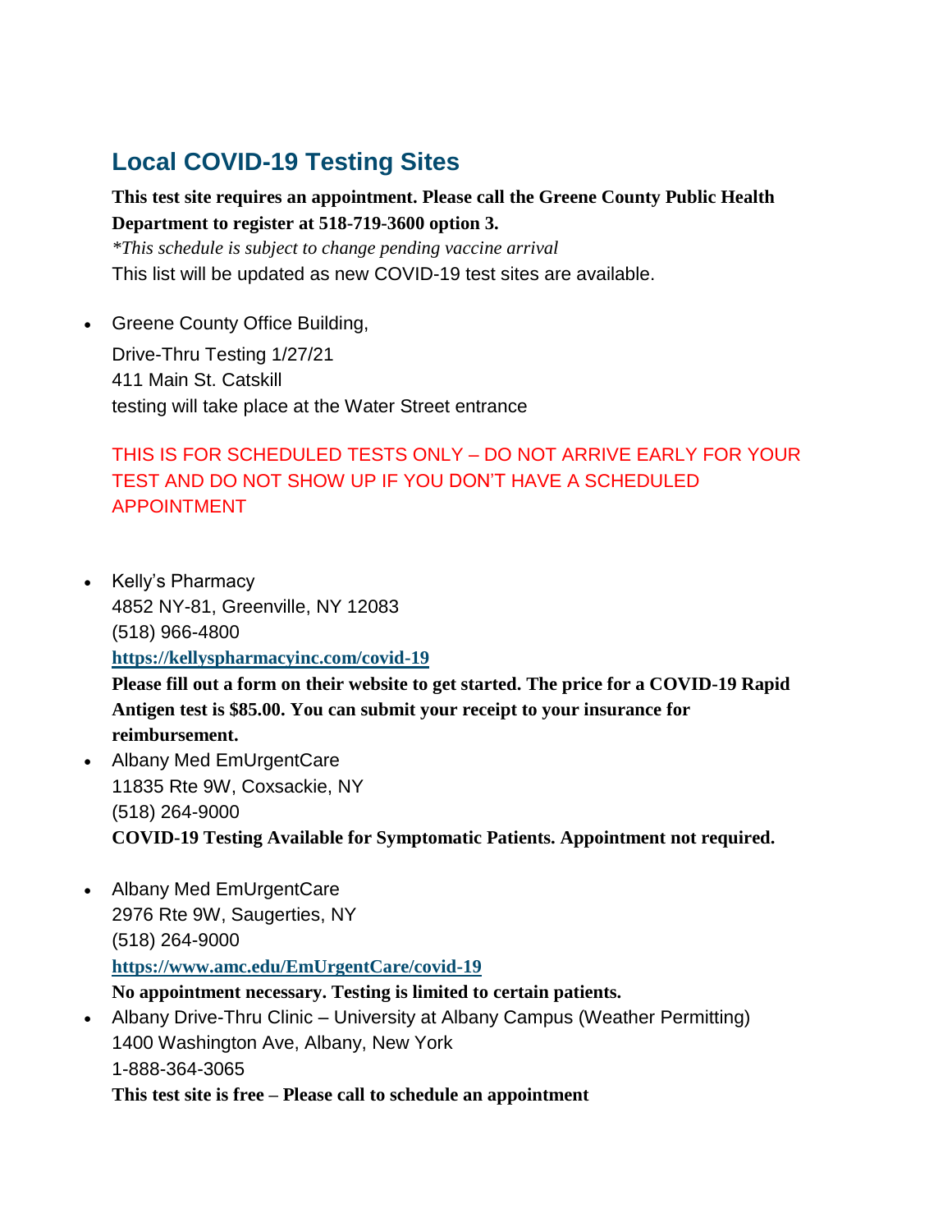# Local COVID-19 Testing Sites

**This test site requires an appointment. Please call the Greene County Public Health Department to register at 518-719-3600 option 3.**

*\*This schedule is subject to change pending vaccine arrival*

This list will be updated as new COVID-19 test sites are available.

- Greene County Office Building,

  Drive-Thru Testing 1/27/21
  411 Main St. Catskill
  testing will take place at the Water Street entrance

  THIS IS FOR SCHEDULED TESTS ONLY – DO NOT ARRIVE EARLY FOR YOUR TEST AND DO NOT SHOW UP IF YOU DON'T HAVE A SCHEDULED APPOINTMENT

- Kelly's Pharmacy
  4852 NY-81, Greenville, NY 12083
  (518) 966-4800
  [https://kellyspharmacyinc.com/covid-19](https://kellyspharmacyinc.com/covid-19)
  **Please fill out a form on their website to get started. The price for a COVID-19 Rapid Antigen test is $85.00. You can submit your receipt to your insurance for reimbursement.**
- Albany Med EmUrgentCare
  11835 Rte 9W, Coxsackie, NY
  (518) 264-9000
  **COVID-19 Testing Available for Symptomatic Patients. Appointment not required.**

- Albany Med EmUrgentCare
  2976 Rte 9W, Saugerties, NY
  (518) 264-9000
  [https://www.amc.edu/EmUrgentCare/covid-19](https://www.amc.edu/EmUrgentCare/covid-19)
  **No appointment necessary. Testing is limited to certain patients.**
- Albany Drive-Thru Clinic – University at Albany Campus (Weather Permitting)
  1400 Washington Ave, Albany, New York
  1-888-364-3065
  **This test site is free – Please call to schedule an appointment**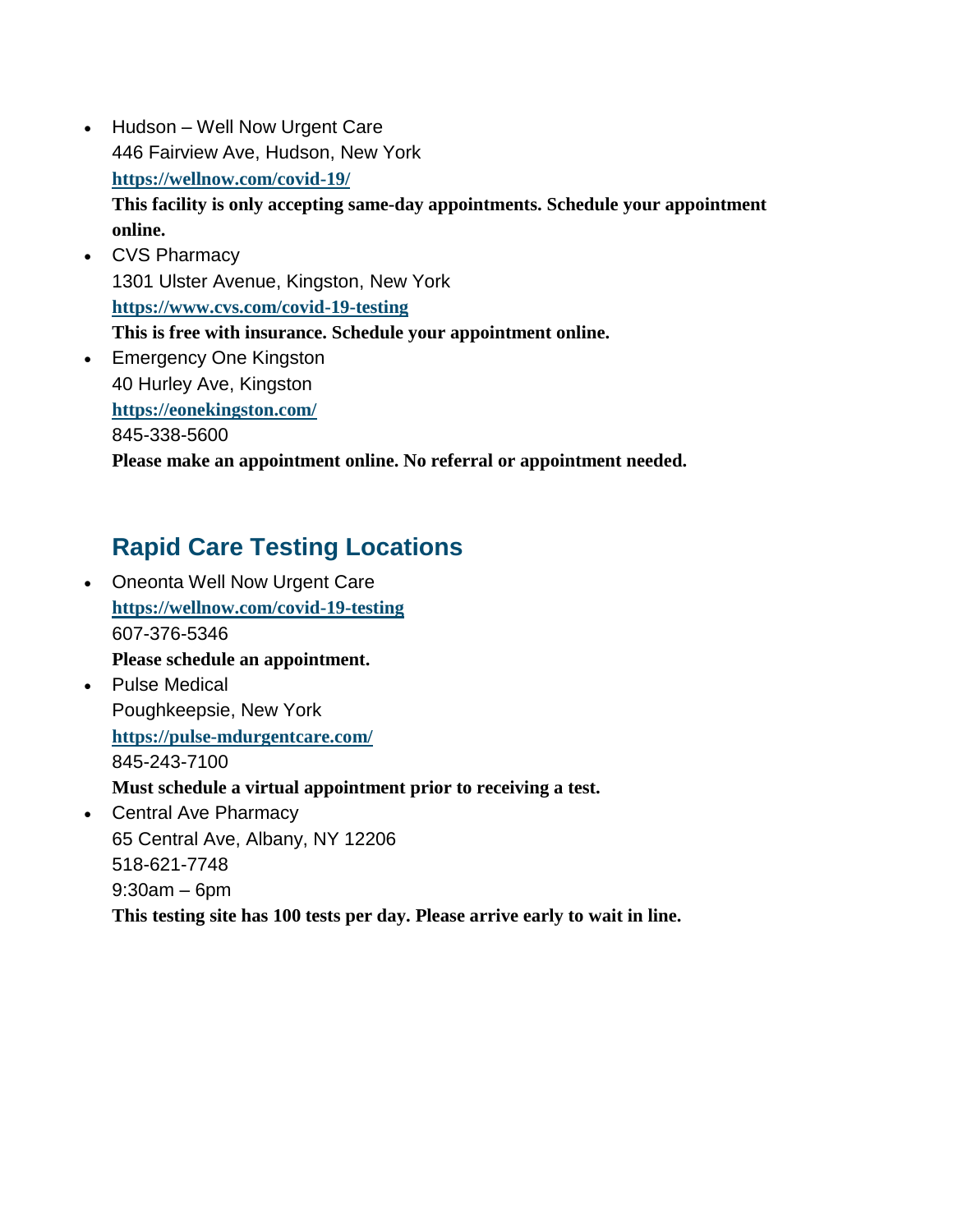- Hudson – Well Now Urgent Care
  446 Fairview Ave, Hudson, New York
  **https://wellnow.com/covid-19/**
  **This facility is only accepting same-day appointments. Schedule your appointment online.**
- CVS Pharmacy
  1301 Ulster Avenue, Kingston, New York
  **https://www.cvs.com/covid-19-testing**
  **This is free with insurance. Schedule your appointment online.**
- Emergency One Kingston
  40 Hurley Ave, Kingston
  **https://eonekingston.com/**
  845-338-5600
  **Please make an appointment online. No referral or appointment needed.**

## Rapid Care Testing Locations

- Oneonta Well Now Urgent Care
  **https://wellnow.com/covid-19-testing**
  607-376-5346
  **Please schedule an appointment.**
- Pulse Medical
  Poughkeepsie, New York
  **https://pulse-mdurgentcare.com/**
  845-243-7100
  **Must schedule a virtual appointment prior to receiving a test.**
- Central Ave Pharmacy
  65 Central Ave, Albany, NY 12206
  518-621-7748
  9:30am – 6pm
  **This testing site has 100 tests per day. Please arrive early to wait in line.**